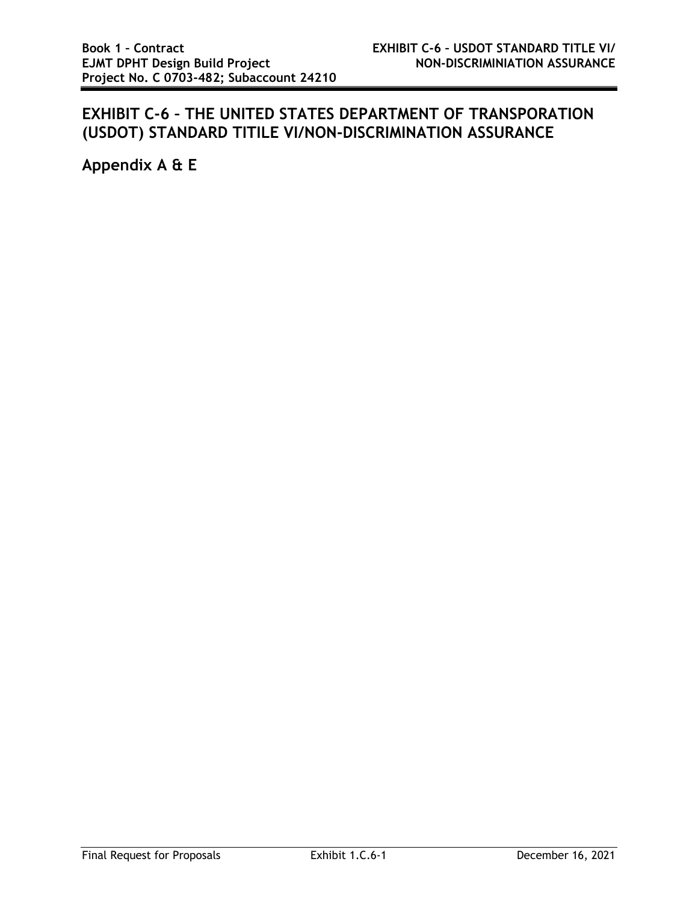# EXHIBIT C-6 – THE UNITED STATES DEPARTMENT OF TRANSPORATION (USDOT) STANDARD TITILE VI/NON-DISCRIMINATION ASSURANCE

## Appendix A & E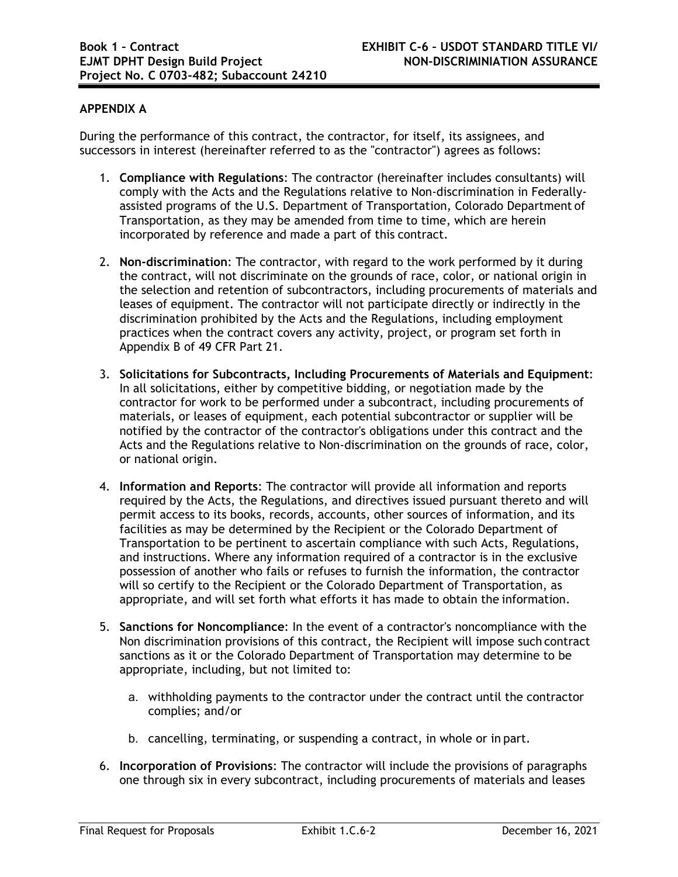## APPENDIX A

During the performance of this contract, the contractor, for itself, its assignees, and successors in interest (hereinafter referred to as the "contractor") agrees as follows:

1. **Compliance with Regulations**: The contractor (hereinafter includes consultants) will comply with the Acts and the Regulations relative to Non-discrimination in Federally-assisted programs of the U.S. Department of Transportation, Colorado Department of Transportation, as they may be amended from time to time, which are herein incorporated by reference and made a part of this contract.

2. **Non-discrimination**: The contractor, with regard to the work performed by it during the contract, will not discriminate on the grounds of race, color, or national origin in the selection and retention of subcontractors, including procurements of materials and leases of equipment. The contractor will not participate directly or indirectly in the discrimination prohibited by the Acts and the Regulations, including employment practices when the contract covers any activity, project, or program set forth in Appendix B of 49 CFR Part 21.

3. **Solicitations for Subcontracts, Including Procurements of Materials and Equipment**: In all solicitations, either by competitive bidding, or negotiation made by the contractor for work to be performed under a subcontract, including procurements of materials, or leases of equipment, each potential subcontractor or supplier will be notified by the contractor of the contractor's obligations under this contract and the Acts and the Regulations relative to Non-discrimination on the grounds of race, color, or national origin.

4. **Information and Reports**: The contractor will provide all information and reports required by the Acts, the Regulations, and directives issued pursuant thereto and will permit access to its books, records, accounts, other sources of information, and its facilities as may be determined by the Recipient or the Colorado Department of Transportation to be pertinent to ascertain compliance with such Acts, Regulations, and instructions. Where any information required of a contractor is in the exclusive possession of another who fails or refuses to furnish the information, the contractor will so certify to the Recipient or the Colorado Department of Transportation, as appropriate, and will set forth what efforts it has made to obtain the information.

5. **Sanctions for Noncompliance**: In the event of a contractor's noncompliance with the Non discrimination provisions of this contract, the Recipient will impose such contract sanctions as it or the Colorado Department of Transportation may determine to be appropriate, including, but not limited to:

   a. withholding payments to the contractor under the contract until the contractor complies; and/or

   b. cancelling, terminating, or suspending a contract, in whole or in part.

6. **Incorporation of Provisions**: The contractor will include the provisions of paragraphs one through six in every subcontract, including procurements of materials and leases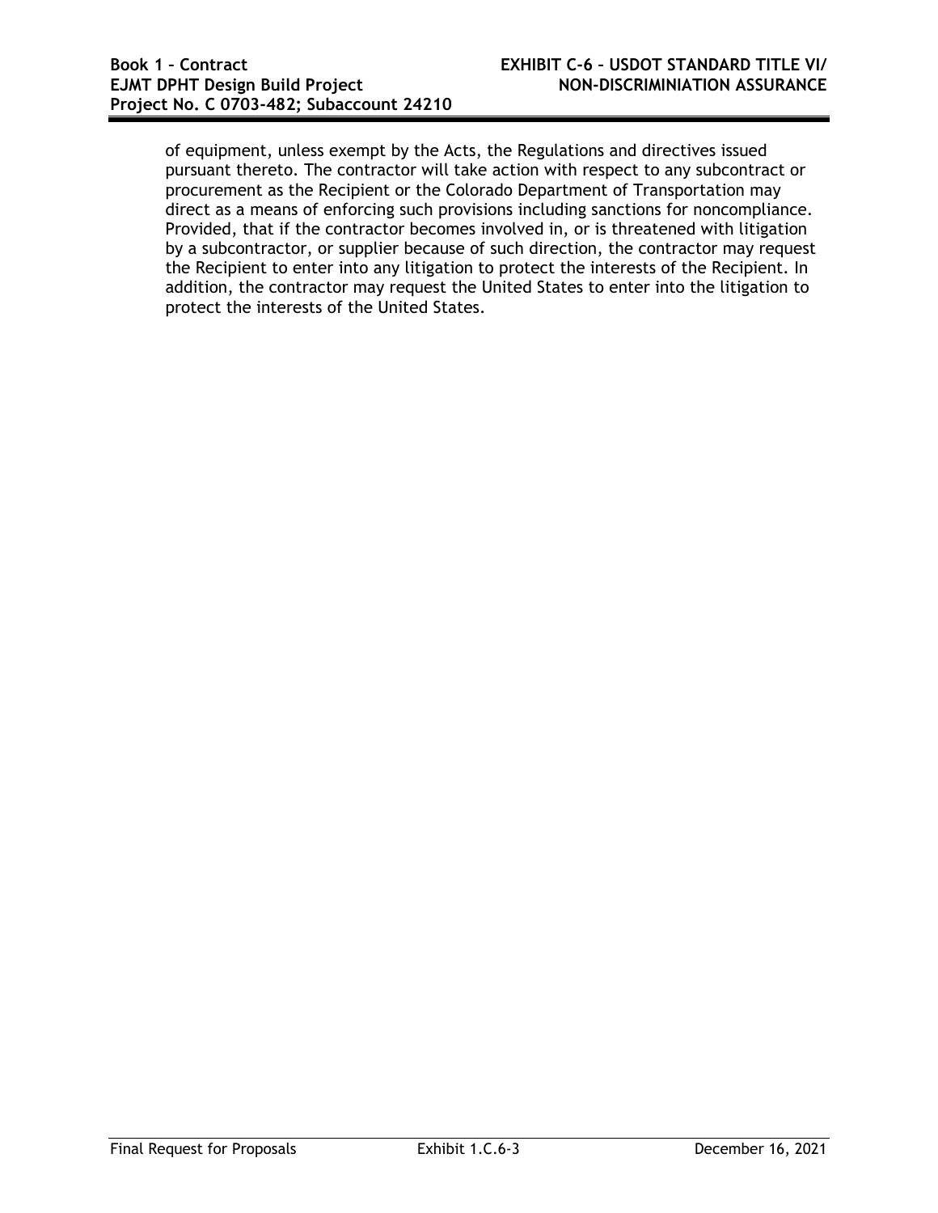of equipment, unless exempt by the Acts, the Regulations and directives issued pursuant thereto. The contractor will take action with respect to any subcontract or procurement as the Recipient or the Colorado Department of Transportation may direct as a means of enforcing such provisions including sanctions for noncompliance. Provided, that if the contractor becomes involved in, or is threatened with litigation by a subcontractor, or supplier because of such direction, the contractor may request the Recipient to enter into any litigation to protect the interests of the Recipient. In addition, the contractor may request the United States to enter into the litigation to protect the interests of the United States.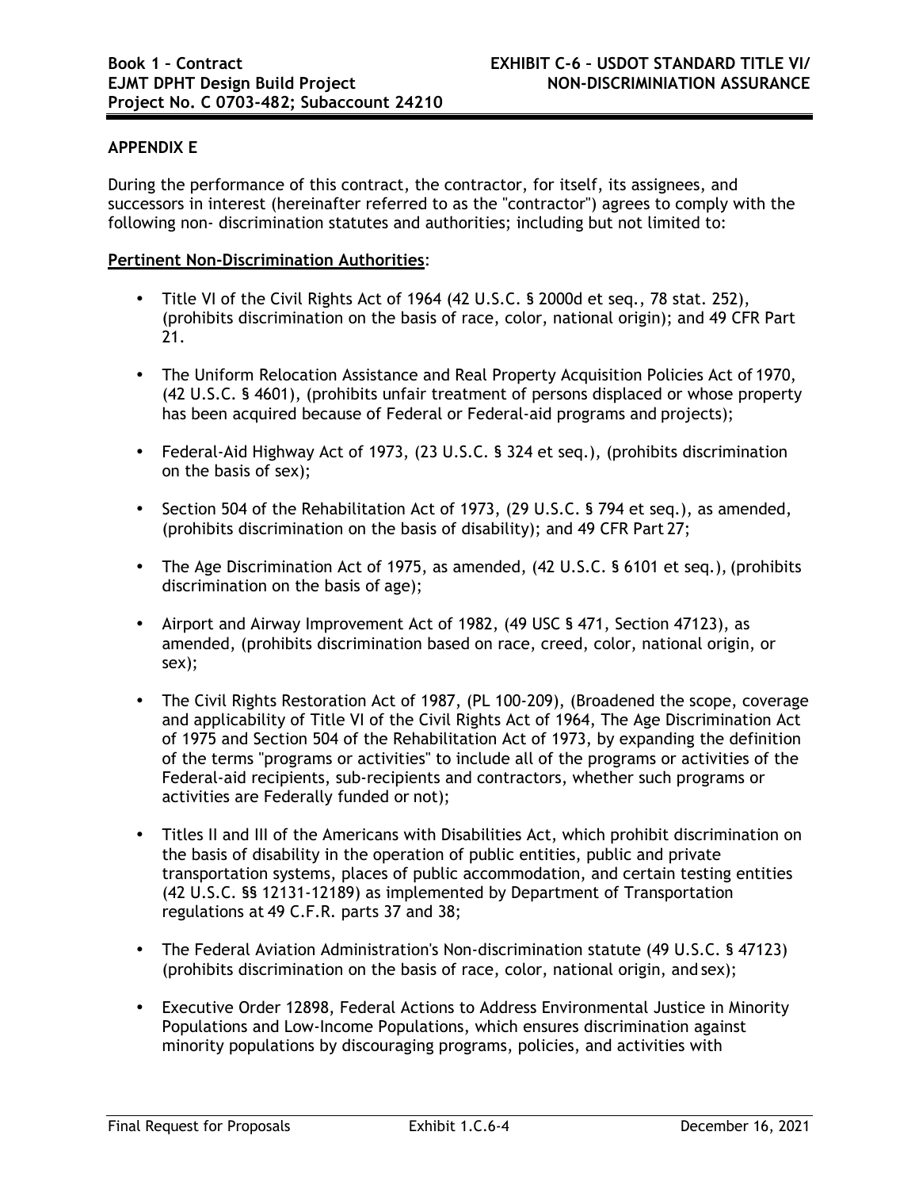**APPENDIX E**

During the performance of this contract, the contractor, for itself, its assignees, and successors in interest (hereinafter referred to as the "contractor") agrees to comply with the following non- discrimination statutes and authorities; including but not limited to:

**Pertinent Non-Discrimination Authorities**:

- Title VI of the Civil Rights Act of 1964 (42 U.S.C. § 2000d et seq., 78 stat. 252), (prohibits discrimination on the basis of race, color, national origin); and 49 CFR Part 21.
- The Uniform Relocation Assistance and Real Property Acquisition Policies Act of 1970, (42 U.S.C. § 4601), (prohibits unfair treatment of persons displaced or whose property has been acquired because of Federal or Federal-aid programs and projects);
- Federal-Aid Highway Act of 1973, (23 U.S.C. § 324 et seq.), (prohibits discrimination on the basis of sex);
- Section 504 of the Rehabilitation Act of 1973, (29 U.S.C. § 794 et seq.), as amended, (prohibits discrimination on the basis of disability); and 49 CFR Part 27;
- The Age Discrimination Act of 1975, as amended, (42 U.S.C. § 6101 et seq.), (prohibits discrimination on the basis of age);
- Airport and Airway Improvement Act of 1982, (49 USC § 471, Section 47123), as amended, (prohibits discrimination based on race, creed, color, national origin, or sex);
- The Civil Rights Restoration Act of 1987, (PL 100-209), (Broadened the scope, coverage and applicability of Title VI of the Civil Rights Act of 1964, The Age Discrimination Act of 1975 and Section 504 of the Rehabilitation Act of 1973, by expanding the definition of the terms "programs or activities" to include all of the programs or activities of the Federal-aid recipients, sub-recipients and contractors, whether such programs or activities are Federally funded or not);
- Titles II and III of the Americans with Disabilities Act, which prohibit discrimination on the basis of disability in the operation of public entities, public and private transportation systems, places of public accommodation, and certain testing entities (42 U.S.C. §§ 12131-12189) as implemented by Department of Transportation regulations at 49 C.F.R. parts 37 and 38;
- The Federal Aviation Administration's Non-discrimination statute (49 U.S.C. § 47123) (prohibits discrimination on the basis of race, color, national origin, and sex);
- Executive Order 12898, Federal Actions to Address Environmental Justice in Minority Populations and Low-Income Populations, which ensures discrimination against minority populations by discouraging programs, policies, and activities with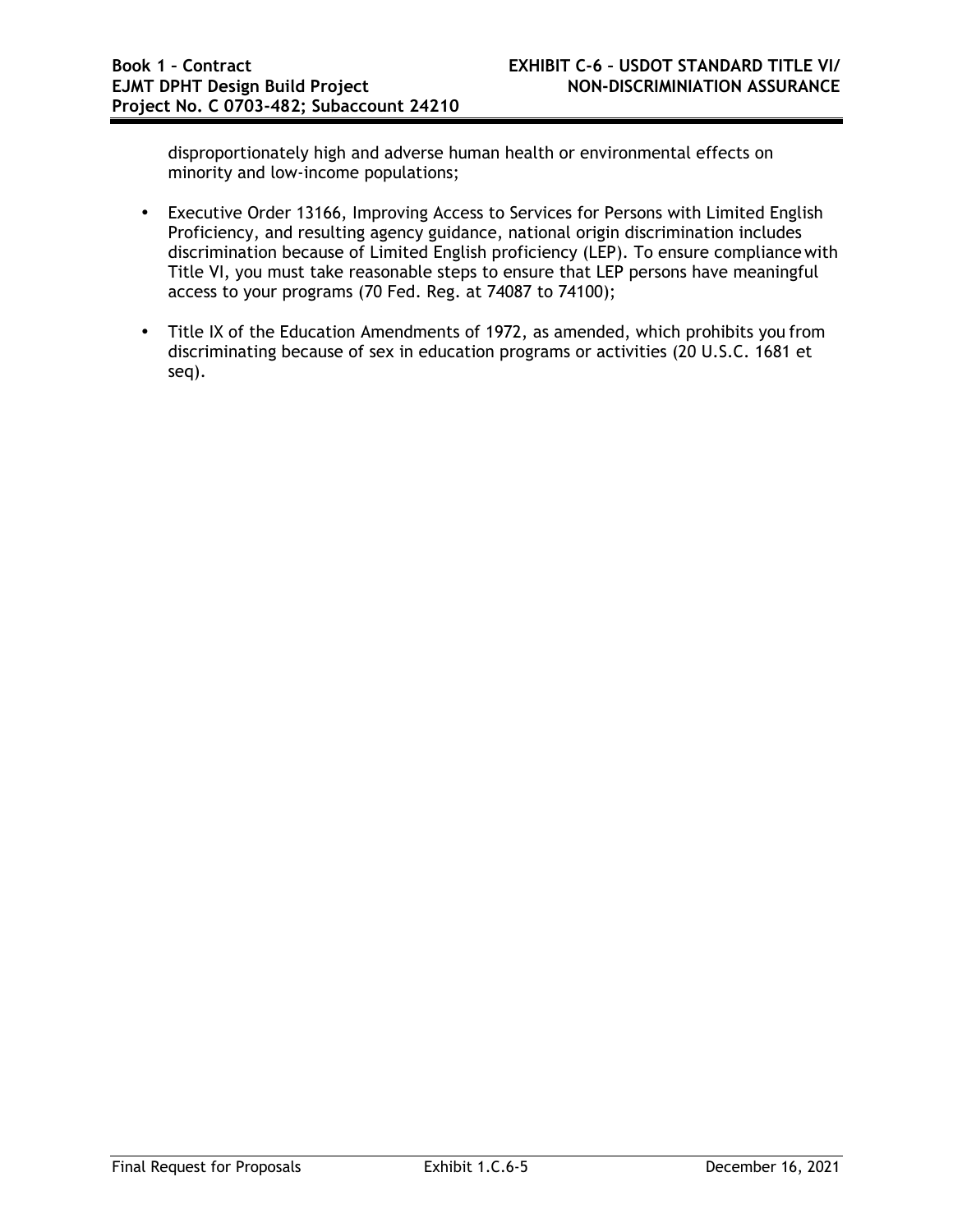disproportionately high and adverse human health or environmental effects on minority and low-income populations;

- Executive Order 13166, Improving Access to Services for Persons with Limited English Proficiency, and resulting agency guidance, national origin discrimination includes discrimination because of Limited English proficiency (LEP). To ensure compliance with Title VI, you must take reasonable steps to ensure that LEP persons have meaningful access to your programs (70 Fed. Reg. at 74087 to 74100);
- Title IX of the Education Amendments of 1972, as amended, which prohibits you from discriminating because of sex in education programs or activities (20 U.S.C. 1681 et seq).